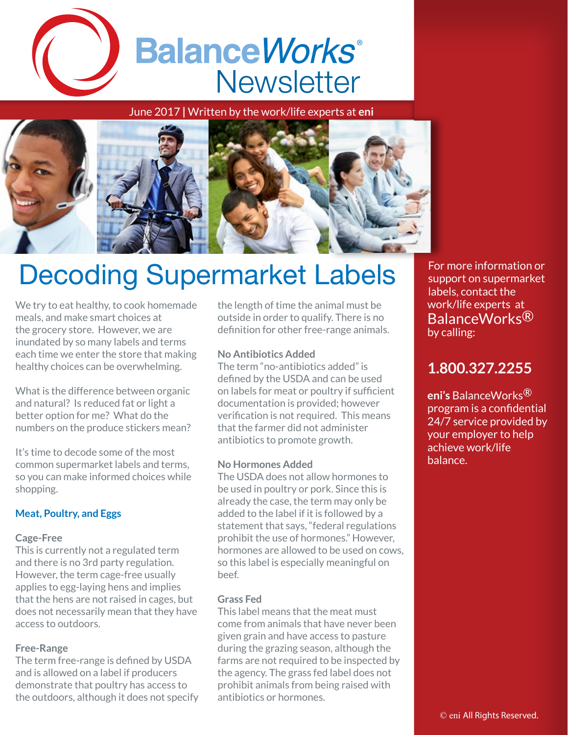# BalanceWorks® Newsletter

June 2017 | Written by the work/life experts at **eni**

# Decoding Supermarket Labels

We try to eat healthy, to cook homemade meals, and make smart choices at the grocery store. However, we are inundated by so many labels and terms each time we enter the store that making healthy choices can be overwhelming.

What is the difference between organic and natural? Is reduced fat or light a better option for me? What do the numbers on the produce stickers mean?

It's time to decode some of the most common supermarket labels and terms, so you can make informed choices while shopping.

## Meat, Poultry, and Eggs

### Cage-Free

This is currently not a regulated term and there is no 3rd party regulation. However, the term cage-free usually applies to egg-laying hens and implies that the hens are not raised in cages, but does not necessarily mean that they have access to outdoors.

### Free-Range

The term free-range is defined by USDA and is allowed on a label if producers demonstrate that poultry has access to the outdoors, although it does not specify the length of time the animal must be outside in order to qualify. There is no definition for other free-range animals.

### No Antibiotics Added

The term "no-antibiotics added" is defined by the USDA and can be used on labels for meat or poultry if sufficient documentation is provided; however verification is not required. This means that the farmer did not administer antibiotics to promote growth.

### No Hormones Added

The USDA does not allow hormones to be used in poultry or pork. Since this is already the case, the term may only be added to the label if it is followed by a statement that says, "federal regulations prohibit the use of hormones." However, hormones are allowed to be used on cows, so this label is especially meaningful on beef.

### Grass Fed

This label means that the meat must come from animals that have never been given grain and have access to pasture during the grazing season, although the farms are not required to be inspected by the agency. The grass fed label does not prohibit animals from being raised with antibiotics or hormones.

For more information or support on supermarket labels, contact the work/life experts at BalanceWorks® by calling:

**1.800.327.2255**

**eni's** BalanceWorks® program is a confidential 24/7 service provided by your employer to help achieve work/life balance.

© eni All Rights Reserved.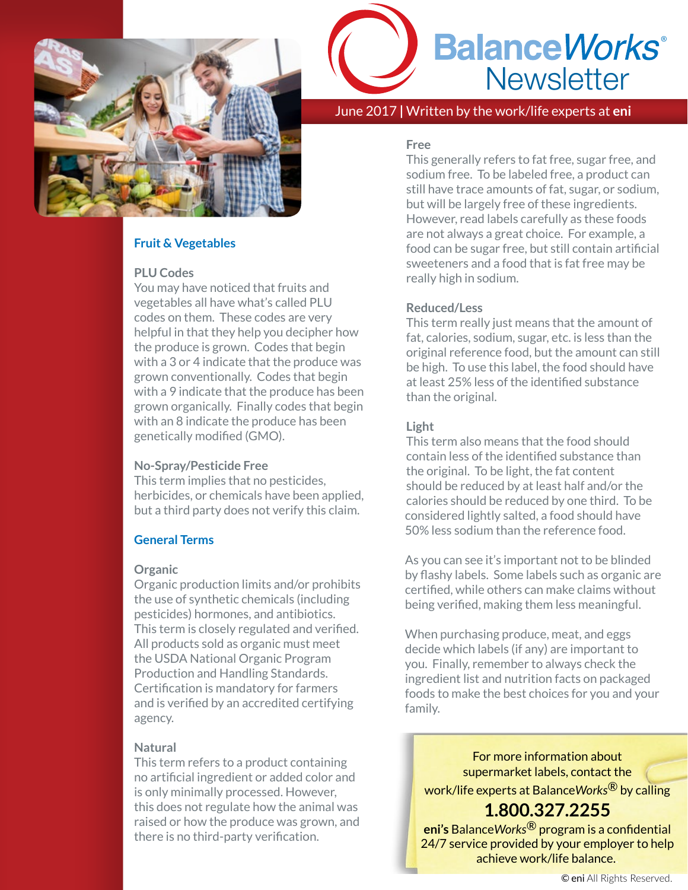# BalanceWorks® Newsletter

June 2017 | Written by the work/life experts at **eni**

## Fruit & Vegetables

### PLU Codes

You may have noticed that fruits and vegetables all have what's called PLU codes on them. These codes are very helpful in that they help you decipher how the produce is grown. Codes that begin with a 3 or 4 indicate that the produce was grown conventionally. Codes that begin with a 9 indicate that the produce has been grown organically. Finally codes that begin with an 8 indicate the produce has been genetically modified (GMO).

### No-Spray/Pesticide Free

This term implies that no pesticides, herbicides, or chemicals have been applied, but a third party does not verify this claim.

## General Terms

### Organic

Organic production limits and/or prohibits the use of synthetic chemicals (including pesticides) hormones, and antibiotics. This term is closely regulated and verified. All products sold as organic must meet the USDA National Organic Program Production and Handling Standards. Certification is mandatory for farmers and is verified by an accredited certifying agency.

### Natural

This term refers to a product containing no artificial ingredient or added color and is only minimally processed. However, this does not regulate how the animal was raised or how the produce was grown, and there is no third-party verification.

### Free

This generally refers to fat free, sugar free, and sodium free. To be labeled free, a product can still have trace amounts of fat, sugar, or sodium, but will be largely free of these ingredients. However, read labels carefully as these foods are not always a great choice. For example, a food can be sugar free, but still contain artificial sweeteners and a food that is fat free may be really high in sodium.

### Reduced/Less

This term really just means that the amount of fat, calories, sodium, sugar, etc. is less than the original reference food, but the amount can still be high. To use this label, the food should have at least 25% less of the identified substance than the original.

### Light

This term also means that the food should contain less of the identified substance than the original. To be light, the fat content should be reduced by at least half and/or the calories should be reduced by one third. To be considered lightly salted, a food should have 50% less sodium than the reference food.

As you can see it's important not to be blinded by flashy labels. Some labels such as organic are certified, while others can make claims without being verified, making them less meaningful.

When purchasing produce, meat, and eggs decide which labels (if any) are important to you. Finally, remember to always check the ingredient list and nutrition facts on packaged foods to make the best choices for you and your family.

For more information about supermarket labels, contact the work/life experts at Balance*Works*® by calling

**1.800.327.2255**

**eni's** Balance*Works*® program is a confidential 24/7 service provided by your employer to help achieve work/life balance.

© **eni** All Rights Reserved.